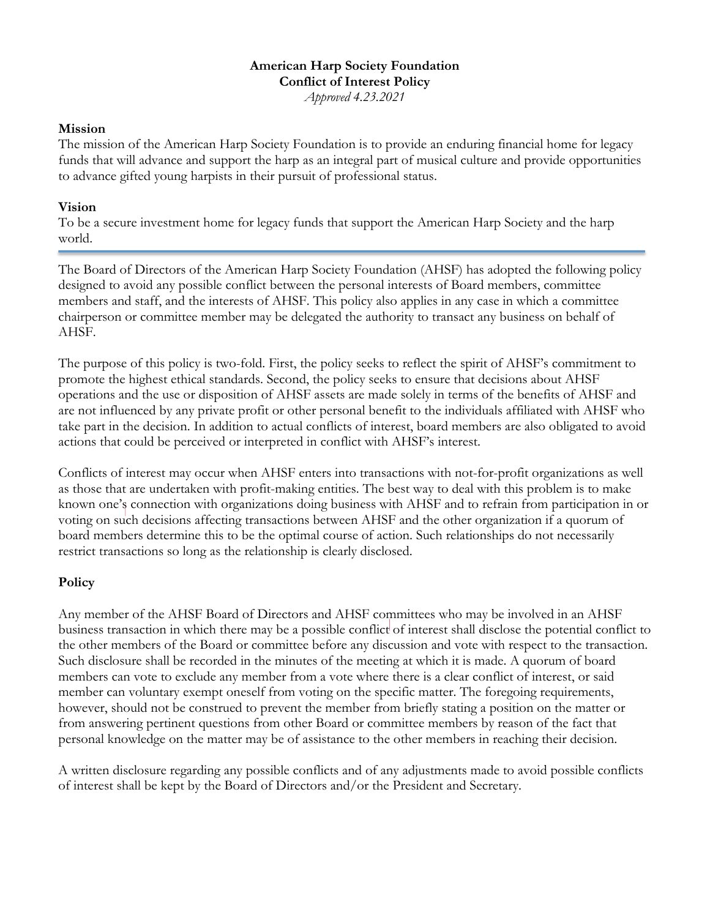# American Harp Society Foundation
## Conflict of Interest Policy
*Approved 4.23.2021*

### Mission
The mission of the American Harp Society Foundation is to provide an enduring financial home for legacy funds that will advance and support the harp as an integral part of musical culture and provide opportunities to advance gifted young harpists in their pursuit of professional status.

### Vision
To be a secure investment home for legacy funds that support the American Harp Society and the harp world.

---

The Board of Directors of the American Harp Society Foundation (AHSF) has adopted the following policy designed to avoid any possible conflict between the personal interests of Board members, committee members and staff, and the interests of AHSF. This policy also applies in any case in which a committee chairperson or committee member may be delegated the authority to transact any business on behalf of AHSF.

The purpose of this policy is two-fold. First, the policy seeks to reflect the spirit of AHSF's commitment to promote the highest ethical standards. Second, the policy seeks to ensure that decisions about AHSF operations and the use or disposition of AHSF assets are made solely in terms of the benefits of AHSF and are not influenced by any private profit or other personal benefit to the individuals affiliated with AHSF who take part in the decision. In addition to actual conflicts of interest, board members are also obligated to avoid actions that could be perceived or interpreted in conflict with AHSF's interest.

Conflicts of interest may occur when AHSF enters into transactions with not-for-profit organizations as well as those that are undertaken with profit-making entities. The best way to deal with this problem is to make known one's connection with organizations doing business with AHSF and to refrain from participation in or voting on such decisions affecting transactions between AHSF and the other organization if a quorum of board members determine this to be the optimal course of action. Such relationships do not necessarily restrict transactions so long as the relationship is clearly disclosed.

### Policy

Any member of the AHSF Board of Directors and AHSF committees who may be involved in an AHSF business transaction in which there may be a possible conflict of interest shall disclose the potential conflict to the other members of the Board or committee before any discussion and vote with respect to the transaction. Such disclosure shall be recorded in the minutes of the meeting at which it is made. A quorum of board members can vote to exclude any member from a vote where there is a clear conflict of interest, or said member can voluntary exempt oneself from voting on the specific matter. The foregoing requirements, however, should not be construed to prevent the member from briefly stating a position on the matter or from answering pertinent questions from other Board or committee members by reason of the fact that personal knowledge on the matter may be of assistance to the other members in reaching their decision.

A written disclosure regarding any possible conflicts and of any adjustments made to avoid possible conflicts of interest shall be kept by the Board of Directors and/or the President and Secretary.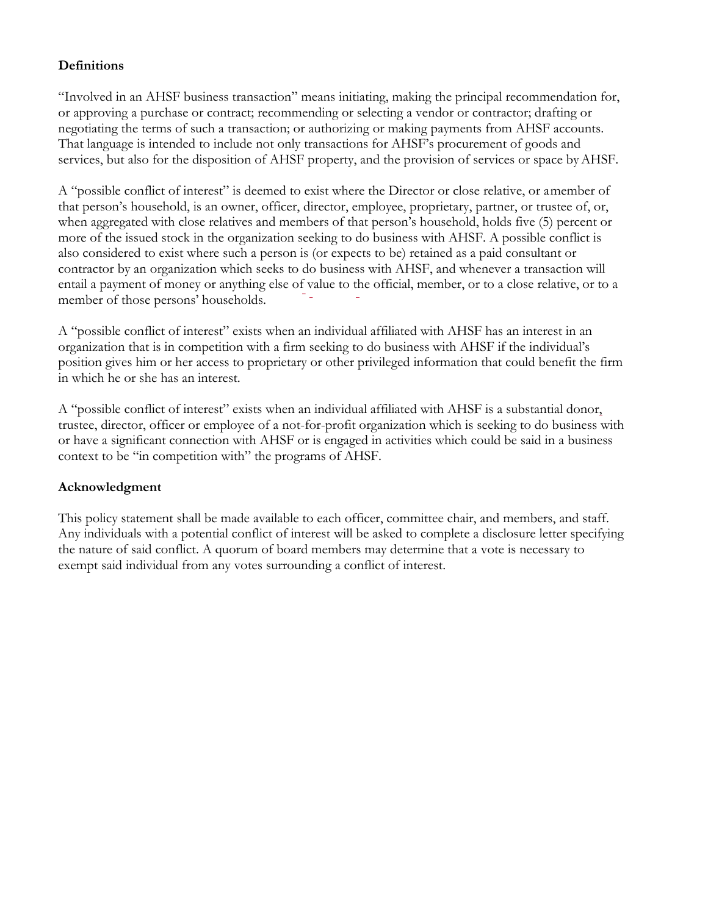**Definitions**

"Involved in an AHSF business transaction" means initiating, making the principal recommendation for, or approving a purchase or contract; recommending or selecting a vendor or contractor; drafting or negotiating the terms of such a transaction; or authorizing or making payments from AHSF accounts. That language is intended to include not only transactions for AHSF's procurement of goods and services, but also for the disposition of AHSF property, and the provision of services or space by AHSF.

A "possible conflict of interest" is deemed to exist where the Director or close relative, or amember of that person's household, is an owner, officer, director, employee, proprietary, partner, or trustee of, or, when aggregated with close relatives and members of that person's household, holds five (5) percent or more of the issued stock in the organization seeking to do business with AHSF. A possible conflict is also considered to exist where such a person is (or expects to be) retained as a paid consultant or contractor by an organization which seeks to do business with AHSF, and whenever a transaction will entail a payment of money or anything else of value to the official, member, or to a close relative, or to a member of those persons' households.

A "possible conflict of interest" exists when an individual affiliated with AHSF has an interest in an organization that is in competition with a firm seeking to do business with AHSF if the individual's position gives him or her access to proprietary or other privileged information that could benefit the firm in which he or she has an interest.

A "possible conflict of interest" exists when an individual affiliated with AHSF is a substantial donor, trustee, director, officer or employee of a not-for-profit organization which is seeking to do business with or have a significant connection with AHSF or is engaged in activities which could be said in a business context to be "in competition with" the programs of AHSF.

**Acknowledgment**

This policy statement shall be made available to each officer, committee chair, and members, and staff. Any individuals with a potential conflict of interest will be asked to complete a disclosure letter specifying the nature of said conflict. A quorum of board members may determine that a vote is necessary to exempt said individual from any votes surrounding a conflict of interest.